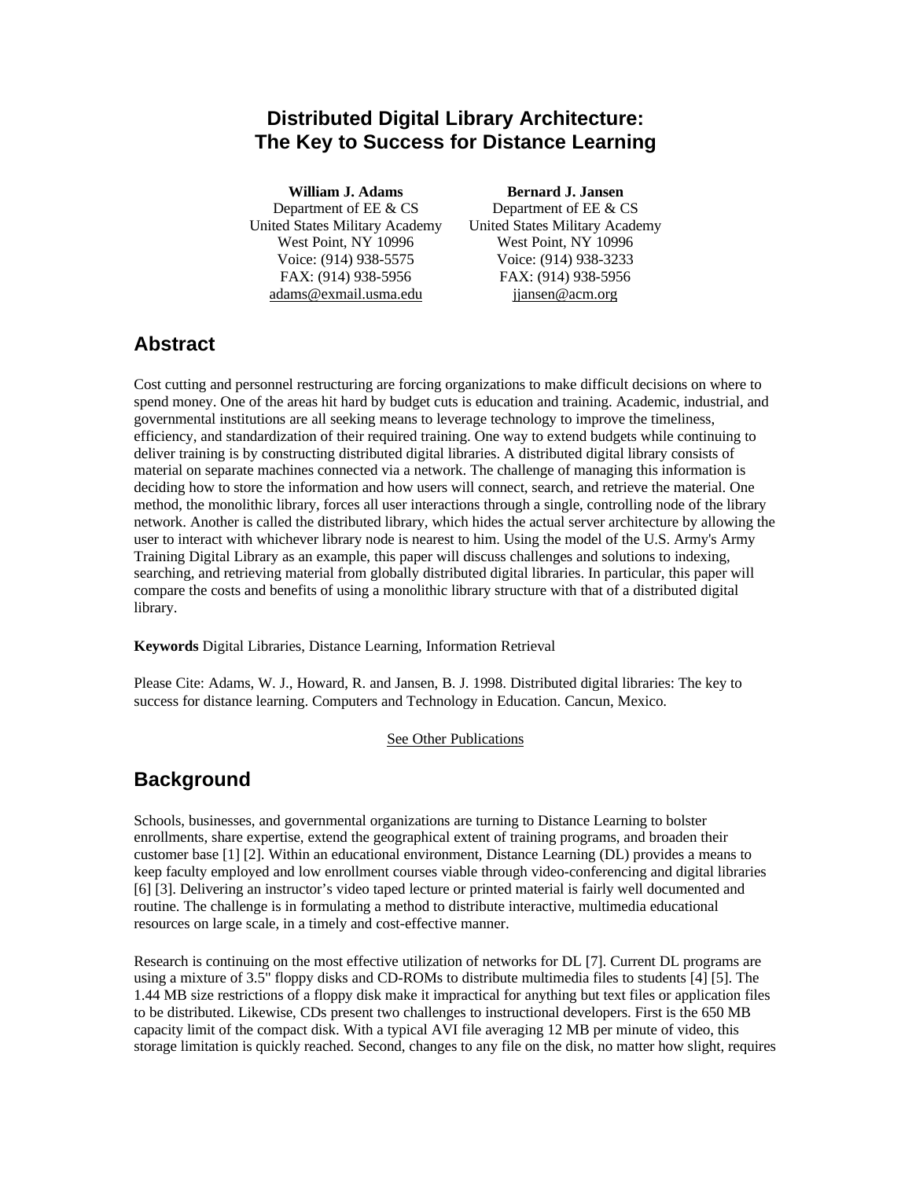# Distributed Digital Library Architecture: The Key to Success for Distance Learning

**William J. Adams**
Department of EE & CS
United States Military Academy
West Point, NY 10996
Voice: (914) 938-5575
FAX: (914) 938-5956
adams@exmail.usma.edu

**Bernard J. Jansen**
Department of EE & CS
United States Military Academy
West Point, NY 10996
Voice: (914) 938-3233
FAX: (914) 938-5956
jjansen@acm.org

## Abstract

Cost cutting and personnel restructuring are forcing organizations to make difficult decisions on where to spend money. One of the areas hit hard by budget cuts is education and training. Academic, industrial, and governmental institutions are all seeking means to leverage technology to improve the timeliness, efficiency, and standardization of their required training. One way to extend budgets while continuing to deliver training is by constructing distributed digital libraries. A distributed digital library consists of material on separate machines connected via a network. The challenge of managing this information is deciding how to store the information and how users will connect, search, and retrieve the material. One method, the monolithic library, forces all user interactions through a single, controlling node of the library network. Another is called the distributed library, which hides the actual server architecture by allowing the user to interact with whichever library node is nearest to him. Using the model of the U.S. Army's Army Training Digital Library as an example, this paper will discuss challenges and solutions to indexing, searching, and retrieving material from globally distributed digital libraries. In particular, this paper will compare the costs and benefits of using a monolithic library structure with that of a distributed digital library.

**Keywords** Digital Libraries, Distance Learning, Information Retrieval

Please Cite: Adams, W. J., Howard, R. and Jansen, B. J. 1998. Distributed digital libraries: The key to success for distance learning. Computers and Technology in Education. Cancun, Mexico.

See Other Publications

## Background

Schools, businesses, and governmental organizations are turning to Distance Learning to bolster enrollments, share expertise, extend the geographical extent of training programs, and broaden their customer base [1] [2]. Within an educational environment, Distance Learning (DL) provides a means to keep faculty employed and low enrollment courses viable through video-conferencing and digital libraries [6] [3]. Delivering an instructor's video taped lecture or printed material is fairly well documented and routine. The challenge is in formulating a method to distribute interactive, multimedia educational resources on large scale, in a timely and cost-effective manner.

Research is continuing on the most effective utilization of networks for DL [7]. Current DL programs are using a mixture of 3.5" floppy disks and CD-ROMs to distribute multimedia files to students [4] [5]. The 1.44 MB size restrictions of a floppy disk make it impractical for anything but text files or application files to be distributed. Likewise, CDs present two challenges to instructional developers. First is the 650 MB capacity limit of the compact disk. With a typical AVI file averaging 12 MB per minute of video, this storage limitation is quickly reached. Second, changes to any file on the disk, no matter how slight, requires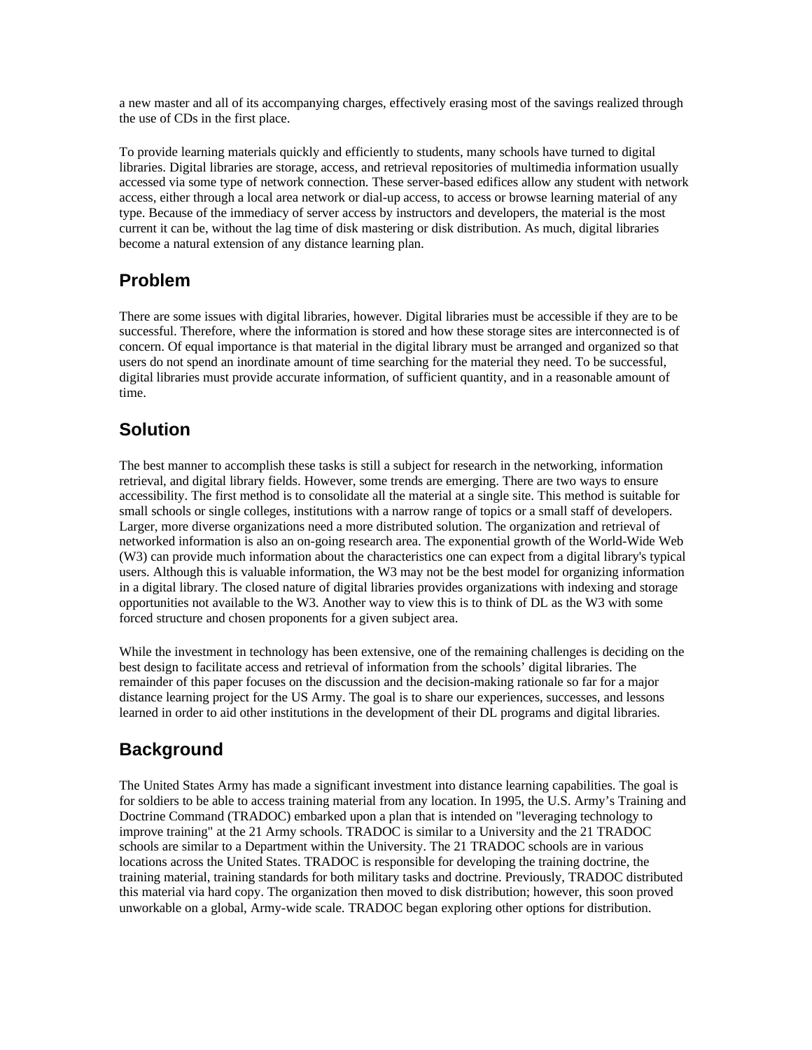a new master and all of its accompanying charges, effectively erasing most of the savings realized through the use of CDs in the first place.

To provide learning materials quickly and efficiently to students, many schools have turned to digital libraries. Digital libraries are storage, access, and retrieval repositories of multimedia information usually accessed via some type of network connection. These server-based edifices allow any student with network access, either through a local area network or dial-up access, to access or browse learning material of any type. Because of the immediacy of server access by instructors and developers, the material is the most current it can be, without the lag time of disk mastering or disk distribution. As much, digital libraries become a natural extension of any distance learning plan.

## Problem

There are some issues with digital libraries, however. Digital libraries must be accessible if they are to be successful. Therefore, where the information is stored and how these storage sites are interconnected is of concern. Of equal importance is that material in the digital library must be arranged and organized so that users do not spend an inordinate amount of time searching for the material they need. To be successful, digital libraries must provide accurate information, of sufficient quantity, and in a reasonable amount of time.

## Solution

The best manner to accomplish these tasks is still a subject for research in the networking, information retrieval, and digital library fields. However, some trends are emerging. There are two ways to ensure accessibility. The first method is to consolidate all the material at a single site. This method is suitable for small schools or single colleges, institutions with a narrow range of topics or a small staff of developers. Larger, more diverse organizations need a more distributed solution. The organization and retrieval of networked information is also an on-going research area. The exponential growth of the World-Wide Web (W3) can provide much information about the characteristics one can expect from a digital library's typical users. Although this is valuable information, the W3 may not be the best model for organizing information in a digital library. The closed nature of digital libraries provides organizations with indexing and storage opportunities not available to the W3. Another way to view this is to think of DL as the W3 with some forced structure and chosen proponents for a given subject area.

While the investment in technology has been extensive, one of the remaining challenges is deciding on the best design to facilitate access and retrieval of information from the schools' digital libraries. The remainder of this paper focuses on the discussion and the decision-making rationale so far for a major distance learning project for the US Army. The goal is to share our experiences, successes, and lessons learned in order to aid other institutions in the development of their DL programs and digital libraries.

## Background

The United States Army has made a significant investment into distance learning capabilities. The goal is for soldiers to be able to access training material from any location. In 1995, the U.S. Army's Training and Doctrine Command (TRADOC) embarked upon a plan that is intended on "leveraging technology to improve training" at the 21 Army schools. TRADOC is similar to a University and the 21 TRADOC schools are similar to a Department within the University. The 21 TRADOC schools are in various locations across the United States. TRADOC is responsible for developing the training doctrine, the training material, training standards for both military tasks and doctrine. Previously, TRADOC distributed this material via hard copy. The organization then moved to disk distribution; however, this soon proved unworkable on a global, Army-wide scale. TRADOC began exploring other options for distribution.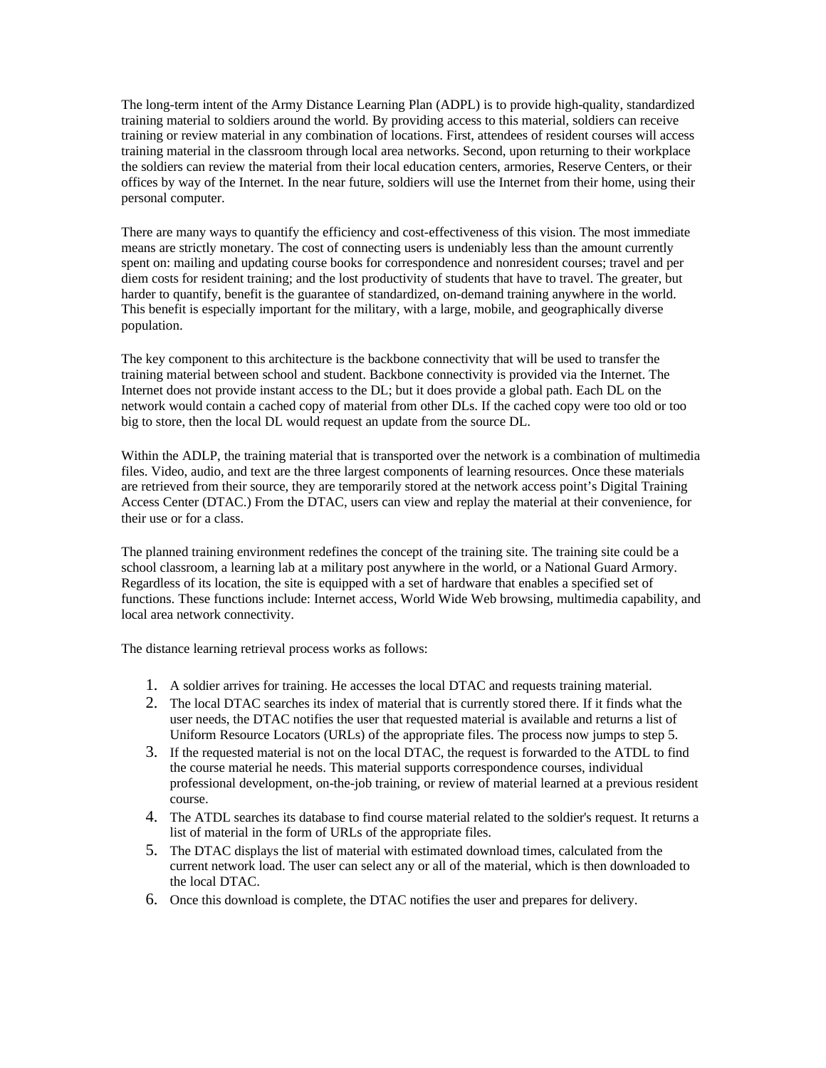The long-term intent of the Army Distance Learning Plan (ADPL) is to provide high-quality, standardized training material to soldiers around the world. By providing access to this material, soldiers can receive training or review material in any combination of locations. First, attendees of resident courses will access training material in the classroom through local area networks. Second, upon returning to their workplace the soldiers can review the material from their local education centers, armories, Reserve Centers, or their offices by way of the Internet. In the near future, soldiers will use the Internet from their home, using their personal computer.

There are many ways to quantify the efficiency and cost-effectiveness of this vision. The most immediate means are strictly monetary. The cost of connecting users is undeniably less than the amount currently spent on: mailing and updating course books for correspondence and nonresident courses; travel and per diem costs for resident training; and the lost productivity of students that have to travel. The greater, but harder to quantify, benefit is the guarantee of standardized, on-demand training anywhere in the world. This benefit is especially important for the military, with a large, mobile, and geographically diverse population.

The key component to this architecture is the backbone connectivity that will be used to transfer the training material between school and student. Backbone connectivity is provided via the Internet. The Internet does not provide instant access to the DL; but it does provide a global path. Each DL on the network would contain a cached copy of material from other DLs. If the cached copy were too old or too big to store, then the local DL would request an update from the source DL.

Within the ADLP, the training material that is transported over the network is a combination of multimedia files. Video, audio, and text are the three largest components of learning resources. Once these materials are retrieved from their source, they are temporarily stored at the network access point's Digital Training Access Center (DTAC.) From the DTAC, users can view and replay the material at their convenience, for their use or for a class.

The planned training environment redefines the concept of the training site. The training site could be a school classroom, a learning lab at a military post anywhere in the world, or a National Guard Armory. Regardless of its location, the site is equipped with a set of hardware that enables a specified set of functions. These functions include: Internet access, World Wide Web browsing, multimedia capability, and local area network connectivity.

The distance learning retrieval process works as follows:

1. A soldier arrives for training. He accesses the local DTAC and requests training material.
2. The local DTAC searches its index of material that is currently stored there. If it finds what the user needs, the DTAC notifies the user that requested material is available and returns a list of Uniform Resource Locators (URLs) of the appropriate files. The process now jumps to step 5.
3. If the requested material is not on the local DTAC, the request is forwarded to the ATDL to find the course material he needs. This material supports correspondence courses, individual professional development, on-the-job training, or review of material learned at a previous resident course.
4. The ATDL searches its database to find course material related to the soldier's request. It returns a list of material in the form of URLs of the appropriate files.
5. The DTAC displays the list of material with estimated download times, calculated from the current network load. The user can select any or all of the material, which is then downloaded to the local DTAC.
6. Once this download is complete, the DTAC notifies the user and prepares for delivery.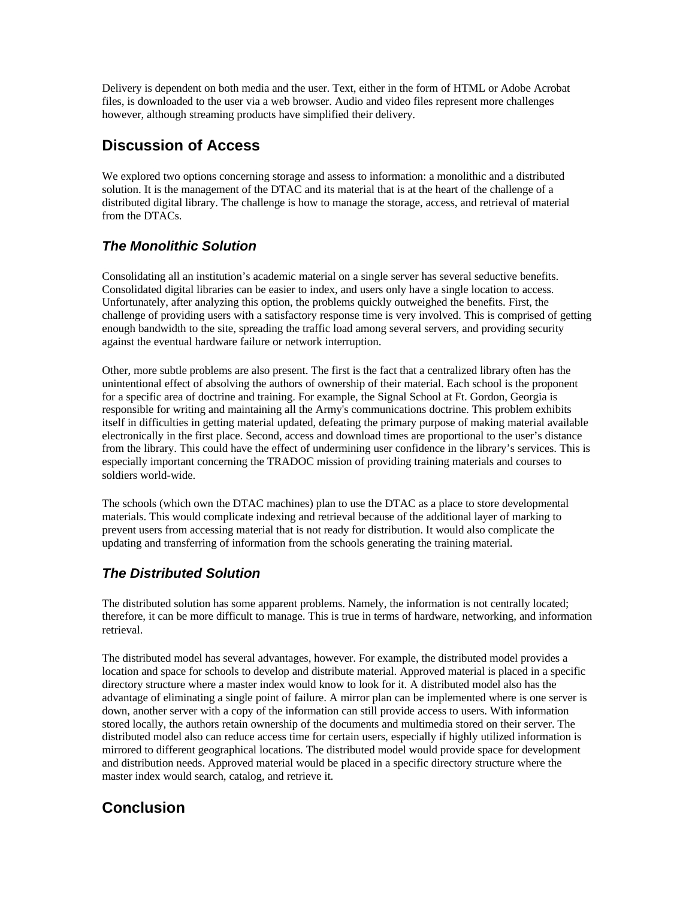Delivery is dependent on both media and the user. Text, either in the form of HTML or Adobe Acrobat files, is downloaded to the user via a web browser. Audio and video files represent more challenges however, although streaming products have simplified their delivery.

## Discussion of Access

We explored two options concerning storage and assess to information: a monolithic and a distributed solution. It is the management of the DTAC and its material that is at the heart of the challenge of a distributed digital library. The challenge is how to manage the storage, access, and retrieval of material from the DTACs.

### *The Monolithic Solution*

Consolidating all an institution's academic material on a single server has several seductive benefits. Consolidated digital libraries can be easier to index, and users only have a single location to access. Unfortunately, after analyzing this option, the problems quickly outweighed the benefits. First, the challenge of providing users with a satisfactory response time is very involved. This is comprised of getting enough bandwidth to the site, spreading the traffic load among several servers, and providing security against the eventual hardware failure or network interruption.

Other, more subtle problems are also present. The first is the fact that a centralized library often has the unintentional effect of absolving the authors of ownership of their material. Each school is the proponent for a specific area of doctrine and training. For example, the Signal School at Ft. Gordon, Georgia is responsible for writing and maintaining all the Army's communications doctrine. This problem exhibits itself in difficulties in getting material updated, defeating the primary purpose of making material available electronically in the first place. Second, access and download times are proportional to the user's distance from the library. This could have the effect of undermining user confidence in the library's services. This is especially important concerning the TRADOC mission of providing training materials and courses to soldiers world-wide.

The schools (which own the DTAC machines) plan to use the DTAC as a place to store developmental materials. This would complicate indexing and retrieval because of the additional layer of marking to prevent users from accessing material that is not ready for distribution. It would also complicate the updating and transferring of information from the schools generating the training material.

### *The Distributed Solution*

The distributed solution has some apparent problems. Namely, the information is not centrally located; therefore, it can be more difficult to manage. This is true in terms of hardware, networking, and information retrieval.

The distributed model has several advantages, however. For example, the distributed model provides a location and space for schools to develop and distribute material. Approved material is placed in a specific directory structure where a master index would know to look for it. A distributed model also has the advantage of eliminating a single point of failure. A mirror plan can be implemented where is one server is down, another server with a copy of the information can still provide access to users. With information stored locally, the authors retain ownership of the documents and multimedia stored on their server. The distributed model also can reduce access time for certain users, especially if highly utilized information is mirrored to different geographical locations. The distributed model would provide space for development and distribution needs. Approved material would be placed in a specific directory structure where the master index would search, catalog, and retrieve it.

## Conclusion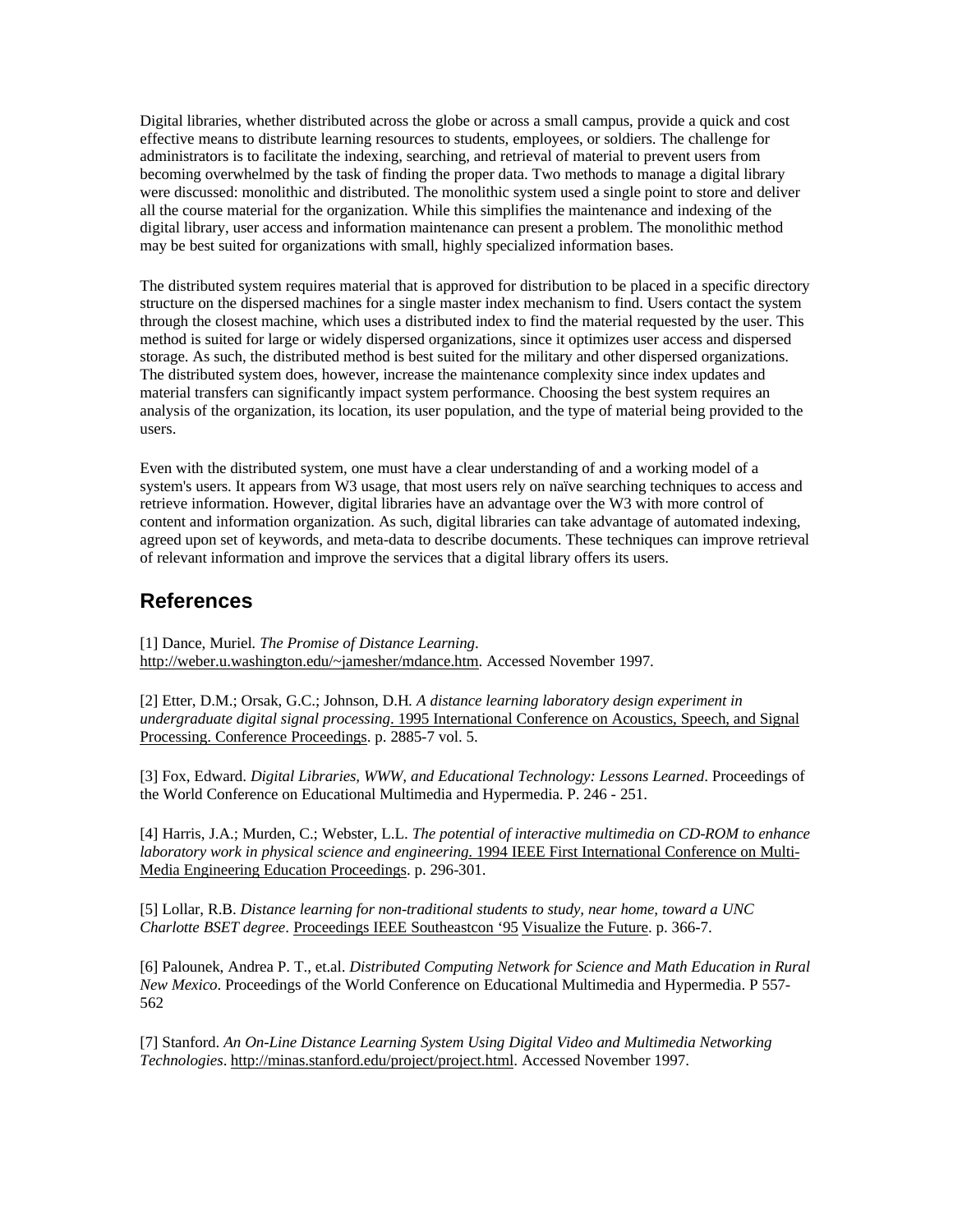Digital libraries, whether distributed across the globe or across a small campus, provide a quick and cost effective means to distribute learning resources to students, employees, or soldiers. The challenge for administrators is to facilitate the indexing, searching, and retrieval of material to prevent users from becoming overwhelmed by the task of finding the proper data. Two methods to manage a digital library were discussed: monolithic and distributed. The monolithic system used a single point to store and deliver all the course material for the organization. While this simplifies the maintenance and indexing of the digital library, user access and information maintenance can present a problem. The monolithic method may be best suited for organizations with small, highly specialized information bases.

The distributed system requires material that is approved for distribution to be placed in a specific directory structure on the dispersed machines for a single master index mechanism to find. Users contact the system through the closest machine, which uses a distributed index to find the material requested by the user. This method is suited for large or widely dispersed organizations, since it optimizes user access and dispersed storage. As such, the distributed method is best suited for the military and other dispersed organizations. The distributed system does, however, increase the maintenance complexity since index updates and material transfers can significantly impact system performance. Choosing the best system requires an analysis of the organization, its location, its user population, and the type of material being provided to the users.

Even with the distributed system, one must have a clear understanding of and a working model of a system's users. It appears from W3 usage, that most users rely on naïve searching techniques to access and retrieve information. However, digital libraries have an advantage over the W3 with more control of content and information organization. As such, digital libraries can take advantage of automated indexing, agreed upon set of keywords, and meta-data to describe documents. These techniques can improve retrieval of relevant information and improve the services that a digital library offers its users.

## References

[1] Dance, Muriel. *The Promise of Distance Learning*. http://weber.u.washington.edu/~jamesher/mdance.htm. Accessed November 1997.

[2] Etter, D.M.; Orsak, G.C.; Johnson, D.H. *A distance learning laboratory design experiment in undergraduate digital signal processing*. 1995 International Conference on Acoustics, Speech, and Signal Processing. Conference Proceedings. p. 2885-7 vol. 5.

[3] Fox, Edward. *Digital Libraries, WWW, and Educational Technology: Lessons Learned*. Proceedings of the World Conference on Educational Multimedia and Hypermedia. P. 246 - 251.

[4] Harris, J.A.; Murden, C.; Webster, L.L. *The potential of interactive multimedia on CD-ROM to enhance laboratory work in physical science and engineering*. 1994 IEEE First International Conference on Multi-Media Engineering Education Proceedings. p. 296-301.

[5] Lollar, R.B. *Distance learning for non-traditional students to study, near home, toward a UNC Charlotte BSET degree*. Proceedings IEEE Southeastcon '95 Visualize the Future. p. 366-7.

[6] Palounek, Andrea P. T., et.al. *Distributed Computing Network for Science and Math Education in Rural New Mexico*. Proceedings of the World Conference on Educational Multimedia and Hypermedia. P 557-562

[7] Stanford. *An On-Line Distance Learning System Using Digital Video and Multimedia Networking Technologies*. http://minas.stanford.edu/project/project.html. Accessed November 1997.